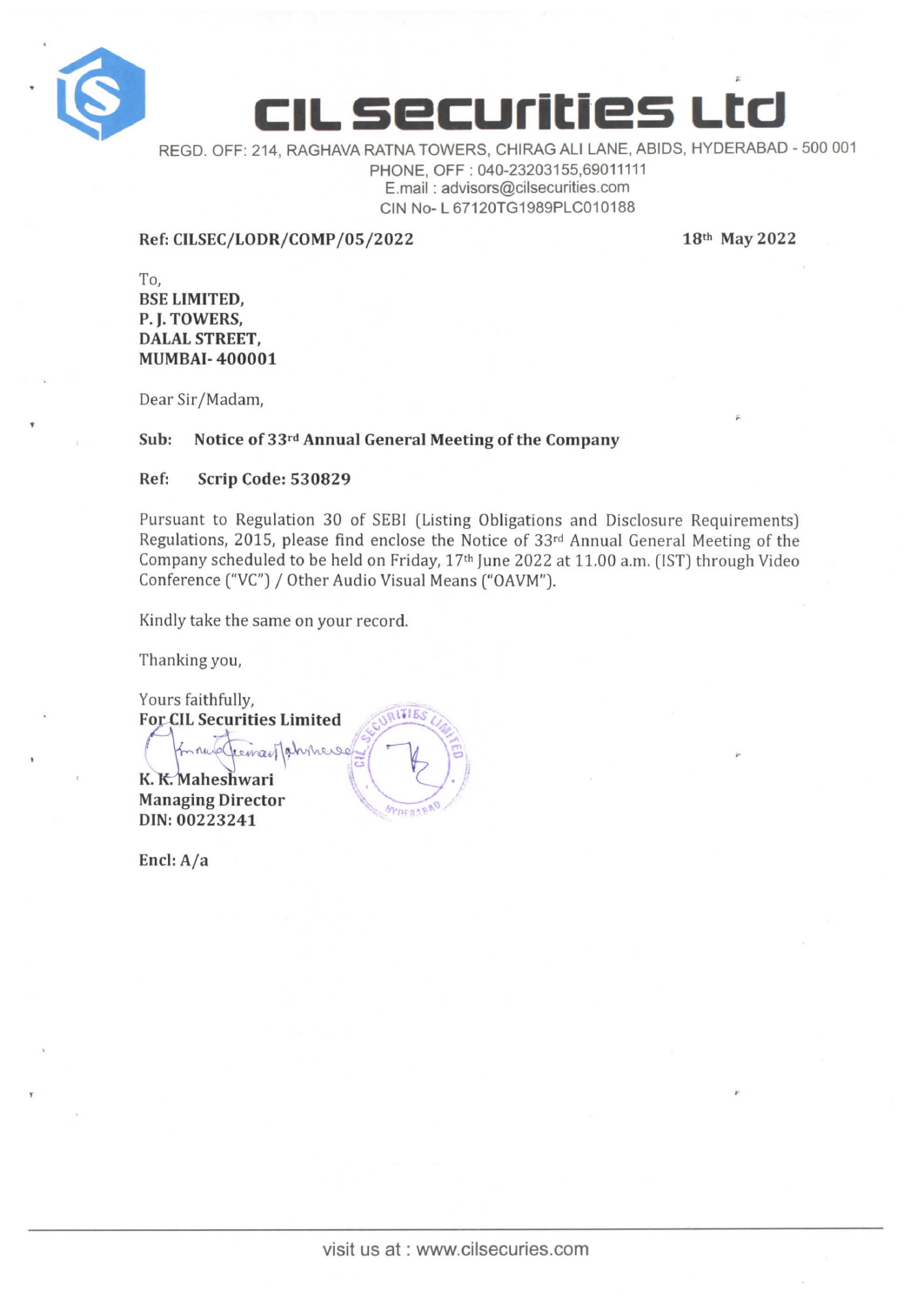# CIL Securities Ltd

REGD. OFF: 214, RAGHAVA RATNA TOWERS, CHIRAG ALI LANE, ABIDS, HYDERABAD - 500 001
PHONE, OFF : 040-23203155,69011111
E.mail : advisors@cilsecurities.com
CIN No- L 67120TG1989PLC010188

**Ref: CILSEC/LODR/COMP/05/2022** **18th May 2022**

To,
**BSE LIMITED,**
**P. J. TOWERS,**
**DALAL STREET,**
**MUMBAI- 400001**

Dear Sir/Madam,

**Sub: Notice of 33rd Annual General Meeting of the Company**

**Ref: Scrip Code: 530829**

Pursuant to Regulation 30 of SEBI (Listing Obligations and Disclosure Requirements) Regulations, 2015, please find enclose the Notice of 33rd Annual General Meeting of the Company scheduled to be held on Friday, 17th June 2022 at 11.00 a.m. (IST) through Video Conference ("VC") / Other Audio Visual Means ("OAVM").

Kindly take the same on your record.

Thanking you,

Yours faithfully,
**For CIL Securities Limited**

**K. K. Maheshwari**
**Managing Director**
**DIN: 00223241**

**Encl: A/a**

visit us at : www.cilsecuries.com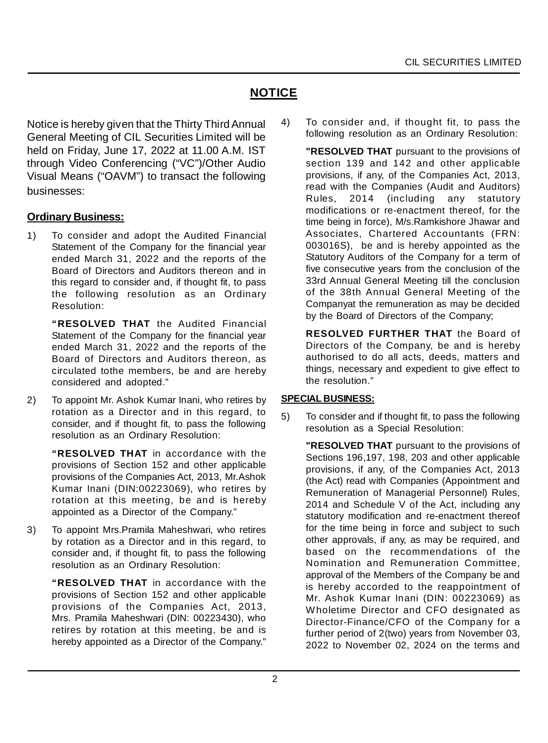# NOTICE

Notice is hereby given that the Thirty Third Annual General Meeting of CIL Securities Limited will be held on Friday, June 17, 2022 at 11.00 A.M. IST through Video Conferencing ("VC")/Other Audio Visual Means ("OAVM") to transact the following businesses:

**Ordinary Business:**

1) To consider and adopt the Audited Financial Statement of the Company for the financial year ended March 31, 2022 and the reports of the Board of Directors and Auditors thereon and in this regard to consider and, if thought fit, to pass the following resolution as an Ordinary Resolution:

   **"RESOLVED THAT** the Audited Financial Statement of the Company for the financial year ended March 31, 2022 and the reports of the Board of Directors and Auditors thereon, as circulated tothe members, be and are hereby considered and adopted."

2) To appoint Mr. Ashok Kumar Inani, who retires by rotation as a Director and in this regard, to consider, and if thought fit, to pass the following resolution as an Ordinary Resolution:

   **"RESOLVED THAT** in accordance with the provisions of Section 152 and other applicable provisions of the Companies Act, 2013, Mr.Ashok Kumar Inani (DIN:00223069), who retires by rotation at this meeting, be and is hereby appointed as a Director of the Company."

3) To appoint Mrs.Pramila Maheshwari, who retires by rotation as a Director and in this regard, to consider and, if thought fit, to pass the following resolution as an Ordinary Resolution:

   **"RESOLVED THAT** in accordance with the provisions of Section 152 and other applicable provisions of the Companies Act, 2013, Mrs. Pramila Maheshwari (DIN: 00223430), who retires by rotation at this meeting, be and is hereby appointed as a Director of the Company."

4) To consider and, if thought fit, to pass the following resolution as an Ordinary Resolution:

   **"RESOLVED THAT** pursuant to the provisions of section 139 and 142 and other applicable provisions, if any, of the Companies Act, 2013, read with the Companies (Audit and Auditors) Rules, 2014 (including any statutory modifications or re-enactment thereof, for the time being in force), M/s.Ramkishore Jhawar and Associates, Chartered Accountants (FRN: 003016S), be and is hereby appointed as the Statutory Auditors of the Company for a term of five consecutive years from the conclusion of the 33rd Annual General Meeting till the conclusion of the 38th Annual General Meeting of the Companyat the remuneration as may be decided by the Board of Directors of the Company;

   **RESOLVED FURTHER THAT** the Board of Directors of the Company, be and is hereby authorised to do all acts, deeds, matters and things, necessary and expedient to give effect to the resolution."

**SPECIAL BUSINESS:**

5) To consider and if thought fit, to pass the following resolution as a Special Resolution:

   **"RESOLVED THAT** pursuant to the provisions of Sections 196,197, 198, 203 and other applicable provisions, if any, of the Companies Act, 2013 (the Act) read with Companies (Appointment and Remuneration of Managerial Personnel) Rules, 2014 and Schedule V of the Act, including any statutory modification and re-enactment thereof for the time being in force and subject to such other approvals, if any, as may be required, and based on the recommendations of the Nomination and Remuneration Committee, approval of the Members of the Company be and is hereby accorded to the reappointment of Mr. Ashok Kumar Inani (DIN: 00223069) as Wholetime Director and CFO designated as Director-Finance/CFO of the Company for a further period of 2(two) years from November 03, 2022 to November 02, 2024 on the terms and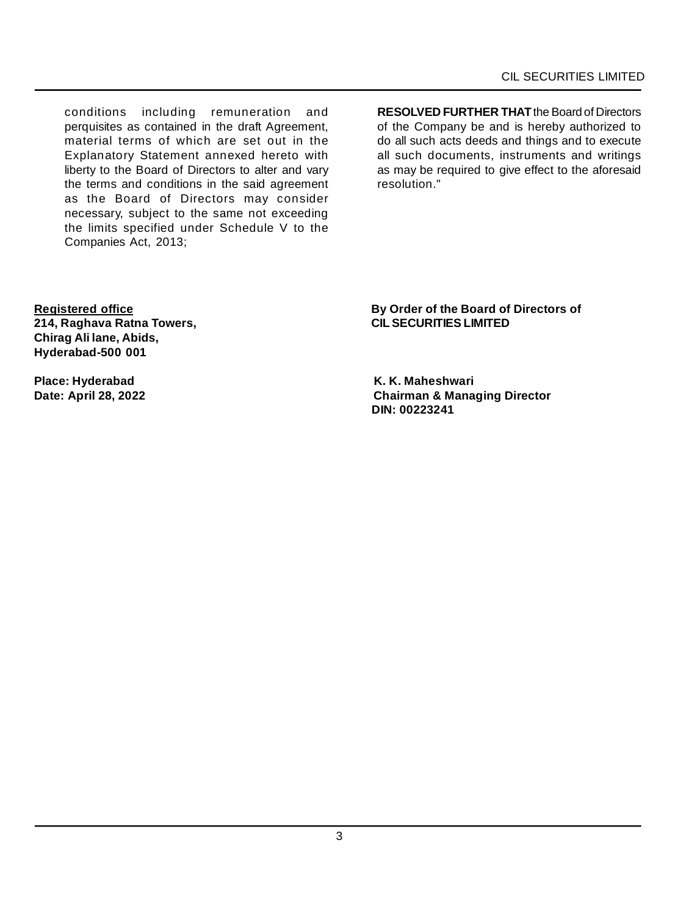conditions including remuneration and perquisites as contained in the draft Agreement, material terms of which are set out in the Explanatory Statement annexed hereto with liberty to the Board of Directors to alter and vary the terms and conditions in the said agreement as the Board of Directors may consider necessary, subject to the same not exceeding the limits specified under Schedule V to the Companies Act, 2013;

**RESOLVED FURTHER THAT** the Board of Directors of the Company be and is hereby authorized to do all such acts deeds and things and to execute all such documents, instruments and writings as may be required to give effect to the aforesaid resolution."

**Registered office**
**214, Raghava Ratna Towers,**
**Chirag Ali lane, Abids,**
**Hyderabad-500 001**

**Place: Hyderabad**
**Date: April 28, 2022**

**By Order of the Board of Directors of**
**CIL SECURITIES LIMITED**

**K. K. Maheshwari**
**Chairman & Managing Director**
**DIN: 00223241**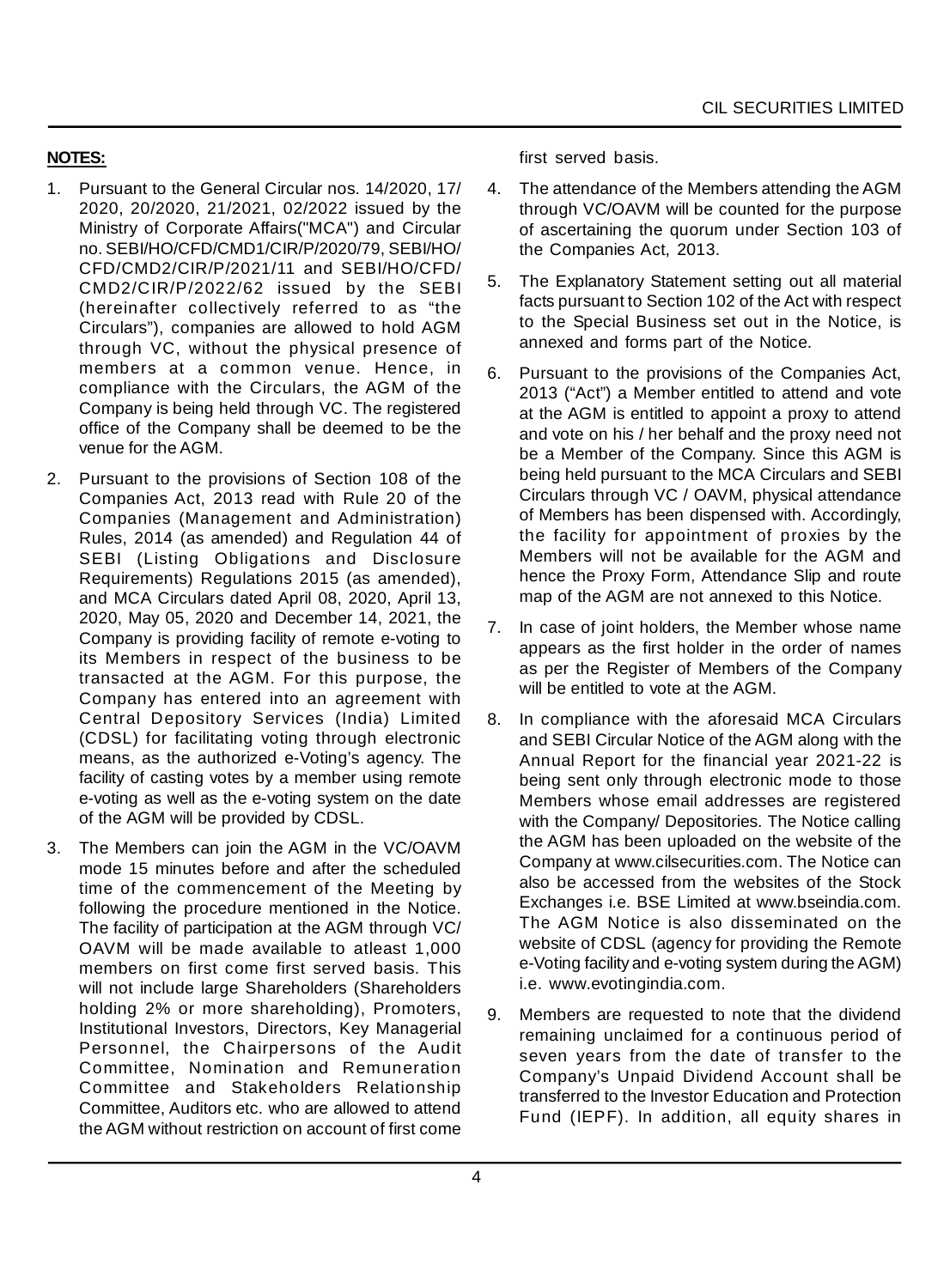**NOTES:**

1. Pursuant to the General Circular nos. 14/2020, 17/ 2020, 20/2020, 21/2021, 02/2022 issued by the Ministry of Corporate Affairs("MCA") and Circular no. SEBI/HO/CFD/CMD1/CIR/P/2020/79, SEBI/HO/ CFD/CMD2/CIR/P/2021/11 and SEBI/HO/CFD/ CMD2/CIR/P/2022/62 issued by the SEBI (hereinafter collectively referred to as "the Circulars"), companies are allowed to hold AGM through VC, without the physical presence of members at a common venue. Hence, in compliance with the Circulars, the AGM of the Company is being held through VC. The registered office of the Company shall be deemed to be the venue for the AGM.

2. Pursuant to the provisions of Section 108 of the Companies Act, 2013 read with Rule 20 of the Companies (Management and Administration) Rules, 2014 (as amended) and Regulation 44 of SEBI (Listing Obligations and Disclosure Requirements) Regulations 2015 (as amended), and MCA Circulars dated April 08, 2020, April 13, 2020, May 05, 2020 and December 14, 2021, the Company is providing facility of remote e-voting to its Members in respect of the business to be transacted at the AGM. For this purpose, the Company has entered into an agreement with Central Depository Services (India) Limited (CDSL) for facilitating voting through electronic means, as the authorized e-Voting's agency. The facility of casting votes by a member using remote e-voting as well as the e-voting system on the date of the AGM will be provided by CDSL.

3. The Members can join the AGM in the VC/OAVM mode 15 minutes before and after the scheduled time of the commencement of the Meeting by following the procedure mentioned in the Notice. The facility of participation at the AGM through VC/ OAVM will be made available to atleast 1,000 members on first come first served basis. This will not include large Shareholders (Shareholders holding 2% or more shareholding), Promoters, Institutional Investors, Directors, Key Managerial Personnel, the Chairpersons of the Audit Committee, Nomination and Remuneration Committee and Stakeholders Relationship Committee, Auditors etc. who are allowed to attend the AGM without restriction on account of first come first served basis.

4. The attendance of the Members attending the AGM through VC/OAVM will be counted for the purpose of ascertaining the quorum under Section 103 of the Companies Act, 2013.

5. The Explanatory Statement setting out all material facts pursuant to Section 102 of the Act with respect to the Special Business set out in the Notice, is annexed and forms part of the Notice.

6. Pursuant to the provisions of the Companies Act, 2013 ("Act") a Member entitled to attend and vote at the AGM is entitled to appoint a proxy to attend and vote on his / her behalf and the proxy need not be a Member of the Company. Since this AGM is being held pursuant to the MCA Circulars and SEBI Circulars through VC / OAVM, physical attendance of Members has been dispensed with. Accordingly, the facility for appointment of proxies by the Members will not be available for the AGM and hence the Proxy Form, Attendance Slip and route map of the AGM are not annexed to this Notice.

7. In case of joint holders, the Member whose name appears as the first holder in the order of names as per the Register of Members of the Company will be entitled to vote at the AGM.

8. In compliance with the aforesaid MCA Circulars and SEBI Circular Notice of the AGM along with the Annual Report for the financial year 2021-22 is being sent only through electronic mode to those Members whose email addresses are registered with the Company/ Depositories. The Notice calling the AGM has been uploaded on the website of the Company at www.cilsecurities.com. The Notice can also be accessed from the websites of the Stock Exchanges i.e. BSE Limited at www.bseindia.com. The AGM Notice is also disseminated on the website of CDSL (agency for providing the Remote e-Voting facility and e-voting system during the AGM) i.e. www.evotingindia.com.

9. Members are requested to note that the dividend remaining unclaimed for a continuous period of seven years from the date of transfer to the Company's Unpaid Dividend Account shall be transferred to the Investor Education and Protection Fund (IEPF). In addition, all equity shares in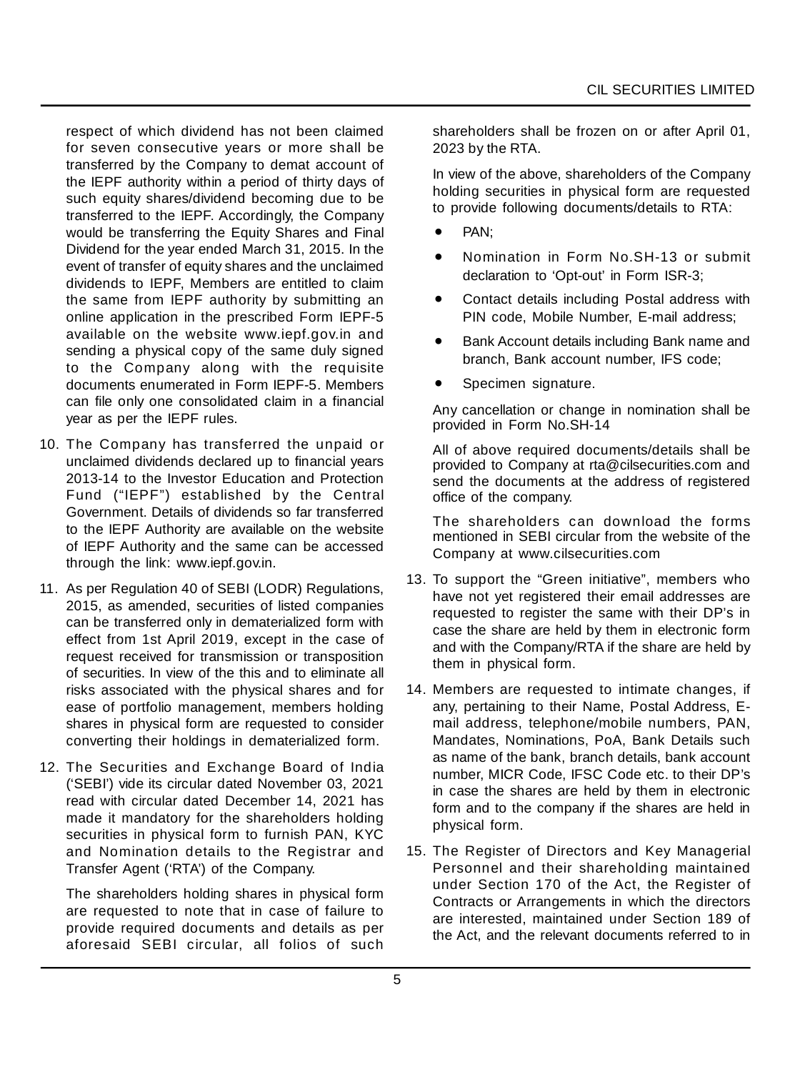respect of which dividend has not been claimed for seven consecutive years or more shall be transferred by the Company to demat account of the IEPF authority within a period of thirty days of such equity shares/dividend becoming due to be transferred to the IEPF. Accordingly, the Company would be transferring the Equity Shares and Final Dividend for the year ended March 31, 2015. In the event of transfer of equity shares and the unclaimed dividends to IEPF, Members are entitled to claim the same from IEPF authority by submitting an online application in the prescribed Form IEPF-5 available on the website www.iepf.gov.in and sending a physical copy of the same duly signed to the Company along with the requisite documents enumerated in Form IEPF-5. Members can file only one consolidated claim in a financial year as per the IEPF rules.

10. The Company has transferred the unpaid or unclaimed dividends declared up to financial years 2013-14 to the Investor Education and Protection Fund ("IEPF") established by the Central Government. Details of dividends so far transferred to the IEPF Authority are available on the website of IEPF Authority and the same can be accessed through the link: www.iepf.gov.in.

11. As per Regulation 40 of SEBI (LODR) Regulations, 2015, as amended, securities of listed companies can be transferred only in dematerialized form with effect from 1st April 2019, except in the case of request received for transmission or transposition of securities. In view of the this and to eliminate all risks associated with the physical shares and for ease of portfolio management, members holding shares in physical form are requested to consider converting their holdings in dematerialized form.

12. The Securities and Exchange Board of India ('SEBI') vide its circular dated November 03, 2021 read with circular dated December 14, 2021 has made it mandatory for the shareholders holding securities in physical form to furnish PAN, KYC and Nomination details to the Registrar and Transfer Agent ('RTA') of the Company.

    The shareholders holding shares in physical form are requested to note that in case of failure to provide required documents and details as per aforesaid SEBI circular, all folios of such shareholders shall be frozen on or after April 01, 2023 by the RTA.

    In view of the above, shareholders of the Company holding securities in physical form are requested to provide following documents/details to RTA:

    - PAN;
    - Nomination in Form No.SH-13 or submit declaration to 'Opt-out' in Form ISR-3;
    - Contact details including Postal address with PIN code, Mobile Number, E-mail address;
    - Bank Account details including Bank name and branch, Bank account number, IFS code;
    - Specimen signature.

    Any cancellation or change in nomination shall be provided in Form No.SH-14

    All of above required documents/details shall be provided to Company at rta@cilsecurities.com and send the documents at the address of registered office of the company.

    The shareholders can download the forms mentioned in SEBI circular from the website of the Company at www.cilsecurities.com

13. To support the "Green initiative", members who have not yet registered their email addresses are requested to register the same with their DP's in case the share are held by them in electronic form and with the Company/RTA if the share are held by them in physical form.

14. Members are requested to intimate changes, if any, pertaining to their Name, Postal Address, E-mail address, telephone/mobile numbers, PAN, Mandates, Nominations, PoA, Bank Details such as name of the bank, branch details, bank account number, MICR Code, IFSC Code etc. to their DP's in case the shares are held by them in electronic form and to the company if the shares are held in physical form.

15. The Register of Directors and Key Managerial Personnel and their shareholding maintained under Section 170 of the Act, the Register of Contracts or Arrangements in which the directors are interested, maintained under Section 189 of the Act, and the relevant documents referred to in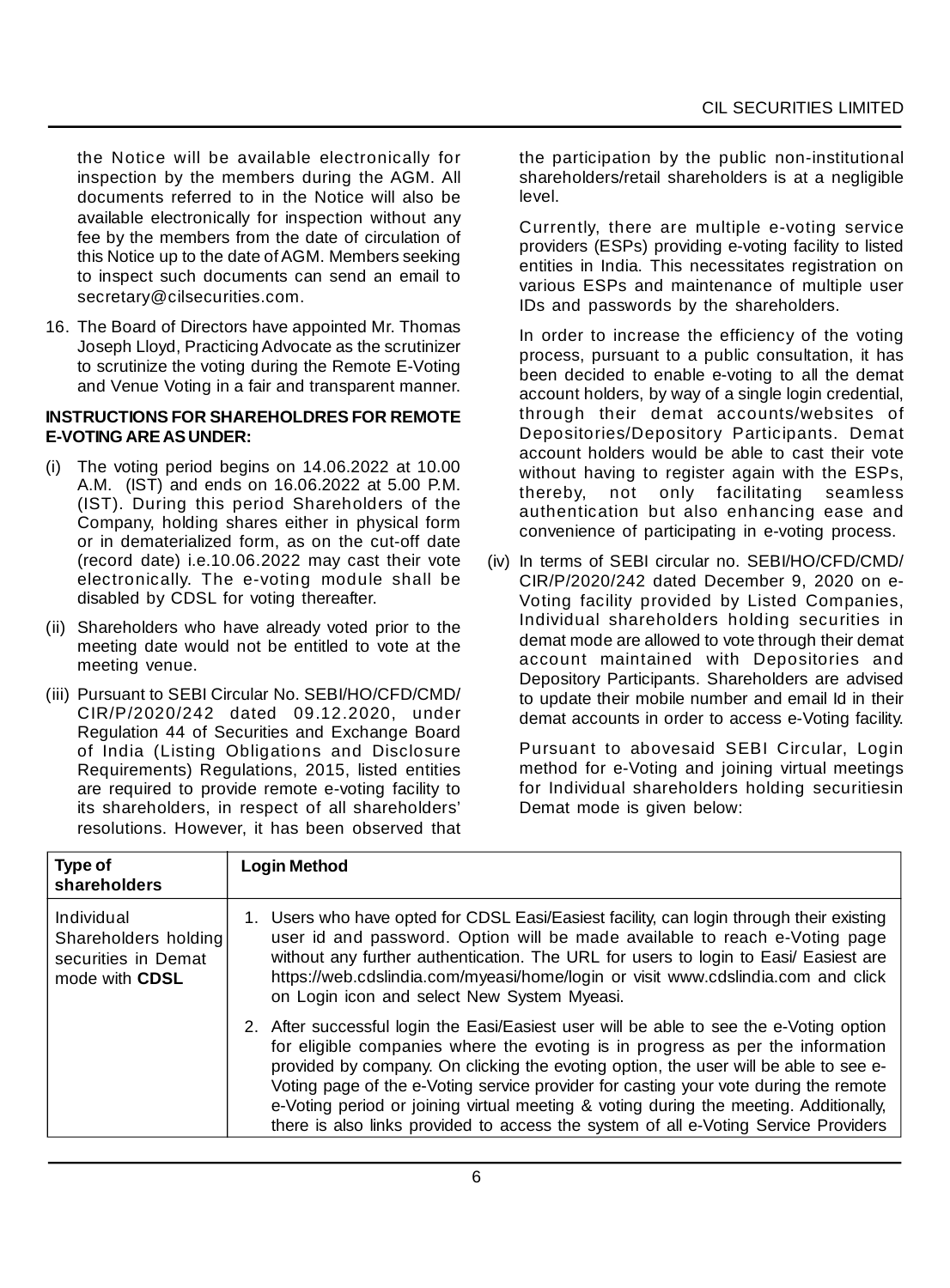the Notice will be available electronically for inspection by the members during the AGM. All documents referred to in the Notice will also be available electronically for inspection without any fee by the members from the date of circulation of this Notice up to the date of AGM. Members seeking to inspect such documents can send an email to secretary@cilsecurities.com.

16. The Board of Directors have appointed Mr. Thomas Joseph Lloyd, Practicing Advocate as the scrutinizer to scrutinize the voting during the Remote E-Voting and Venue Voting in a fair and transparent manner.

**INSTRUCTIONS FOR SHAREHOLDRES FOR REMOTE E-VOTING ARE AS UNDER:**

(i) The voting period begins on 14.06.2022 at 10.00 A.M. (IST) and ends on 16.06.2022 at 5.00 P.M. (IST). During this period Shareholders of the Company, holding shares either in physical form or in dematerialized form, as on the cut-off date (record date) i.e.10.06.2022 may cast their vote electronically. The e-voting module shall be disabled by CDSL for voting thereafter.

(ii) Shareholders who have already voted prior to the meeting date would not be entitled to vote at the meeting venue.

(iii) Pursuant to SEBI Circular No. SEBI/HO/CFD/CMD/CIR/P/2020/242 dated 09.12.2020, under Regulation 44 of Securities and Exchange Board of India (Listing Obligations and Disclosure Requirements) Regulations, 2015, listed entities are required to provide remote e-voting facility to its shareholders, in respect of all shareholders' resolutions. However, it has been observed that the participation by the public non-institutional shareholders/retail shareholders is at a negligible level.

Currently, there are multiple e-voting service providers (ESPs) providing e-voting facility to listed entities in India. This necessitates registration on various ESPs and maintenance of multiple user IDs and passwords by the shareholders.

In order to increase the efficiency of the voting process, pursuant to a public consultation, it has been decided to enable e-voting to all the demat account holders, by way of a single login credential, through their demat accounts/websites of Depositories/Depository Participants. Demat account holders would be able to cast their vote without having to register again with the ESPs, thereby, not only facilitating seamless authentication but also enhancing ease and convenience of participating in e-voting process.

(iv) In terms of SEBI circular no. SEBI/HO/CFD/CMD/CIR/P/2020/242 dated December 9, 2020 on e-Voting facility provided by Listed Companies, Individual shareholders holding securities in demat mode are allowed to vote through their demat account maintained with Depositories and Depository Participants. Shareholders are advised to update their mobile number and email Id in their demat accounts in order to access e-Voting facility.

Pursuant to abovesaid SEBI Circular, Login method for e-Voting and joining virtual meetings for Individual shareholders holding securitiesin Demat mode is given below:

| Type of shareholders | Login Method |
|---|---|
| Individual Shareholders holding securities in Demat mode with **CDSL** | 1. Users who have opted for CDSL Easi/Easiest facility, can login through their existing user id and password. Option will be made available to reach e-Voting page without any further authentication. The URL for users to login to Easi/ Easiest are https://web.cdslindia.com/myeasi/home/login or visit www.cdslindia.com and click on Login icon and select New System Myeasi.<br><br>2. After successful login the Easi/Easiest user will be able to see the e-Voting option for eligible companies where the evoting is in progress as per the information provided by company. On clicking the evoting option, the user will be able to see e-Voting page of the e-Voting service provider for casting your vote during the remote e-Voting period or joining virtual meeting & voting during the meeting. Additionally, there is also links provided to access the system of all e-Voting Service Providers |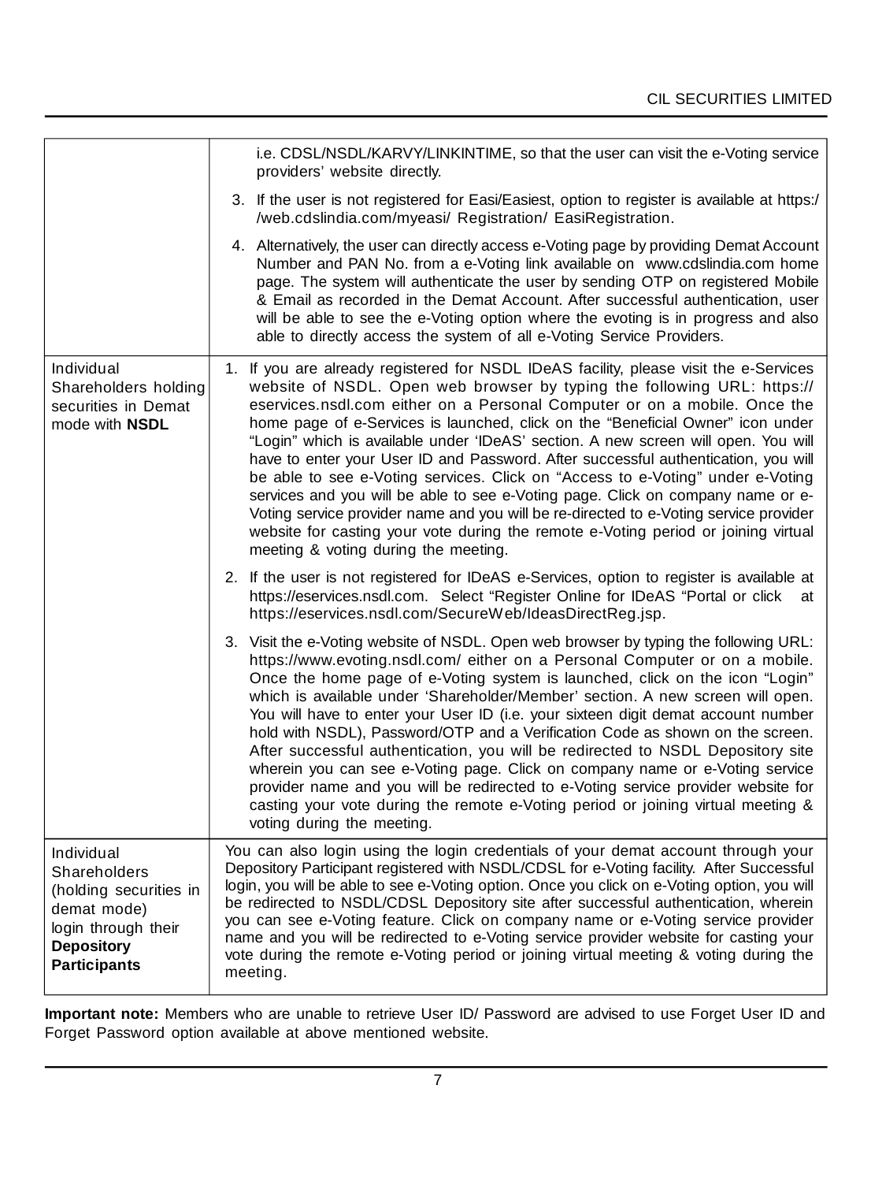| | |
|---|---|
| | i.e. CDSL/NSDL/KARVY/LINKINTIME, so that the user can visit the e-Voting service providers' website directly.<br><br>3. If the user is not registered for Easi/Easiest, option to register is available at https://web.cdslindia.com/myeasi/ Registration/ EasiRegistration.<br><br>4. Alternatively, the user can directly access e-Voting page by providing Demat Account Number and PAN No. from a e-Voting link available on www.cdslindia.com home page. The system will authenticate the user by sending OTP on registered Mobile & Email as recorded in the Demat Account. After successful authentication, user will be able to see the e-Voting option where the evoting is in progress and also able to directly access the system of all e-Voting Service Providers. |
| Individual Shareholders holding securities in Demat mode with **NSDL** | 1. If you are already registered for NSDL IDeAS facility, please visit the e-Services website of NSDL. Open web browser by typing the following URL: https://eservices.nsdl.com either on a Personal Computer or on a mobile. Once the home page of e-Services is launched, click on the "Beneficial Owner" icon under "Login" which is available under 'IDeAS' section. A new screen will open. You will have to enter your User ID and Password. After successful authentication, you will be able to see e-Voting services. Click on "Access to e-Voting" under e-Voting services and you will be able to see e-Voting page. Click on company name or e-Voting service provider name and you will be re-directed to e-Voting service provider website for casting your vote during the remote e-Voting period or joining virtual meeting & voting during the meeting.<br><br>2. If the user is not registered for IDeAS e-Services, option to register is available at https://eservices.nsdl.com. Select "Register Online for IDeAS "Portal or click at https://eservices.nsdl.com/SecureWeb/IdeasDirectReg.jsp.<br><br>3. Visit the e-Voting website of NSDL. Open web browser by typing the following URL: https://www.evoting.nsdl.com/ either on a Personal Computer or on a mobile. Once the home page of e-Voting system is launched, click on the icon "Login" which is available under 'Shareholder/Member' section. A new screen will open. You will have to enter your User ID (i.e. your sixteen digit demat account number hold with NSDL), Password/OTP and a Verification Code as shown on the screen. After successful authentication, you will be redirected to NSDL Depository site wherein you can see e-Voting page. Click on company name or e-Voting service provider name and you will be redirected to e-Voting service provider website for casting your vote during the remote e-Voting period or joining virtual meeting & voting during the meeting. |
| Individual Shareholders (holding securities in demat mode) login through their **Depository Participants** | You can also login using the login credentials of your demat account through your Depository Participant registered with NSDL/CDSL for e-Voting facility. After Successful login, you will be able to see e-Voting option. Once you click on e-Voting option, you will be redirected to NSDL/CDSL Depository site after successful authentication, wherein you can see e-Voting feature. Click on company name or e-Voting service provider name and you will be redirected to e-Voting service provider website for casting your vote during the remote e-Voting period or joining virtual meeting & voting during the meeting. |

**Important note:** Members who are unable to retrieve User ID/ Password are advised to use Forget User ID and Forget Password option available at above mentioned website.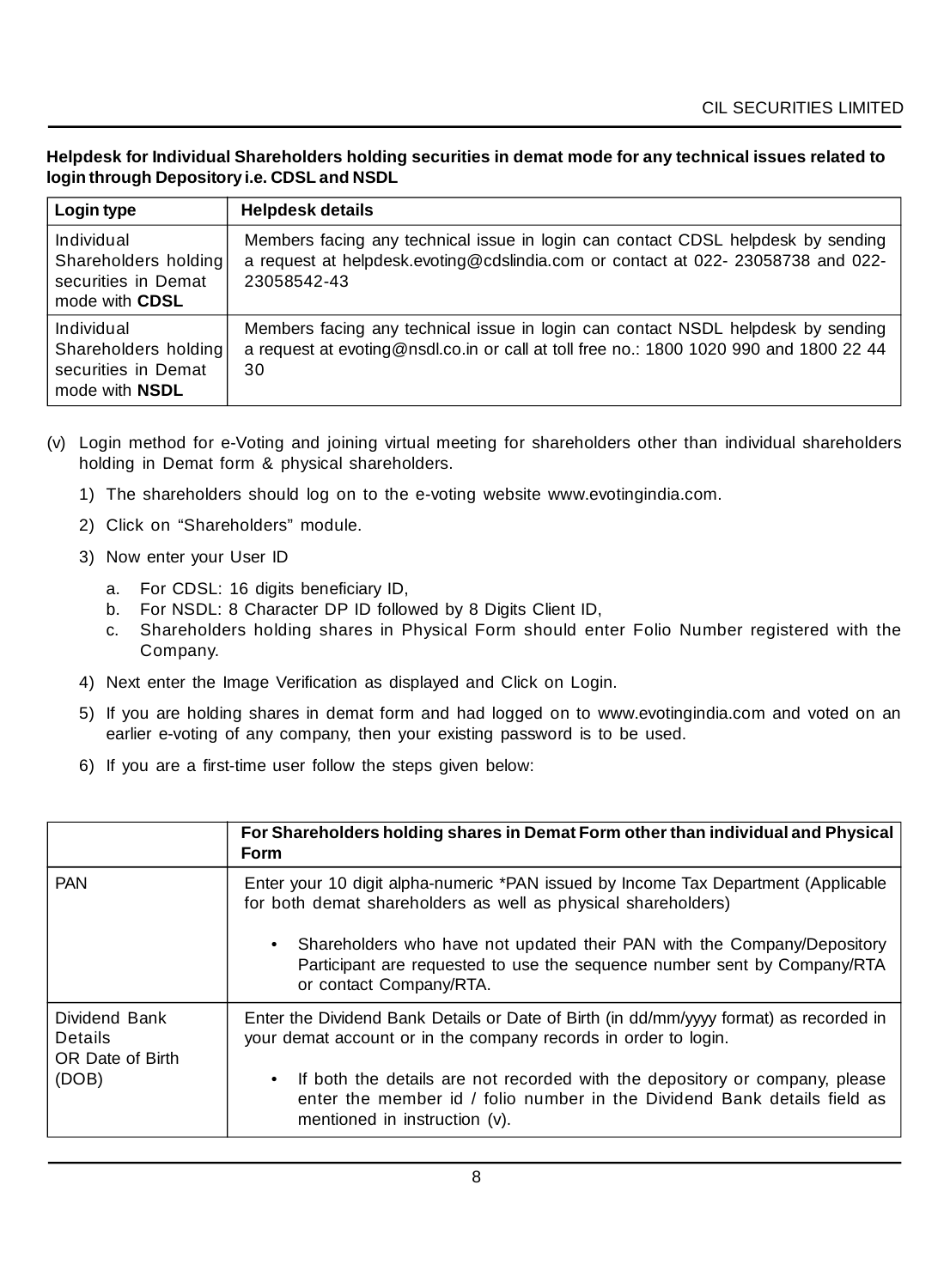**Helpdesk for Individual Shareholders holding securities in demat mode for any technical issues related to login through Depository i.e. CDSL and NSDL**

| Login type | Helpdesk details |
|---|---|
| Individual Shareholders holding securities in Demat mode with **CDSL** | Members facing any technical issue in login can contact CDSL helpdesk by sending a request at helpdesk.evoting@cdslindia.com or contact at 022- 23058738 and 022-23058542-43 |
| Individual Shareholders holding securities in Demat mode with **NSDL** | Members facing any technical issue in login can contact NSDL helpdesk by sending a request at evoting@nsdl.co.in or call at toll free no.: 1800 1020 990 and 1800 22 44 30 |

(v) Login method for e-Voting and joining virtual meeting for shareholders other than individual shareholders holding in Demat form & physical shareholders.

1) The shareholders should log on to the e-voting website www.evotingindia.com.

2) Click on "Shareholders" module.

3) Now enter your User ID

   a. For CDSL: 16 digits beneficiary ID,
   b. For NSDL: 8 Character DP ID followed by 8 Digits Client ID,
   c. Shareholders holding shares in Physical Form should enter Folio Number registered with the Company.

4) Next enter the Image Verification as displayed and Click on Login.

5) If you are holding shares in demat form and had logged on to www.evotingindia.com and voted on an earlier e-voting of any company, then your existing password is to be used.

6) If you are a first-time user follow the steps given below:

| | **For Shareholders holding shares in Demat Form other than individual and Physical Form** |
|---|---|
| PAN | Enter your 10 digit alpha-numeric *PAN issued by Income Tax Department (Applicable for both demat shareholders as well as physical shareholders)<br><br>• Shareholders who have not updated their PAN with the Company/Depository Participant are requested to use the sequence number sent by Company/RTA or contact Company/RTA. |
| Dividend Bank Details OR Date of Birth (DOB) | Enter the Dividend Bank Details or Date of Birth (in dd/mm/yyyy format) as recorded in your demat account or in the company records in order to login.<br><br>• If both the details are not recorded with the depository or company, please enter the member id / folio number in the Dividend Bank details field as mentioned in instruction (v). |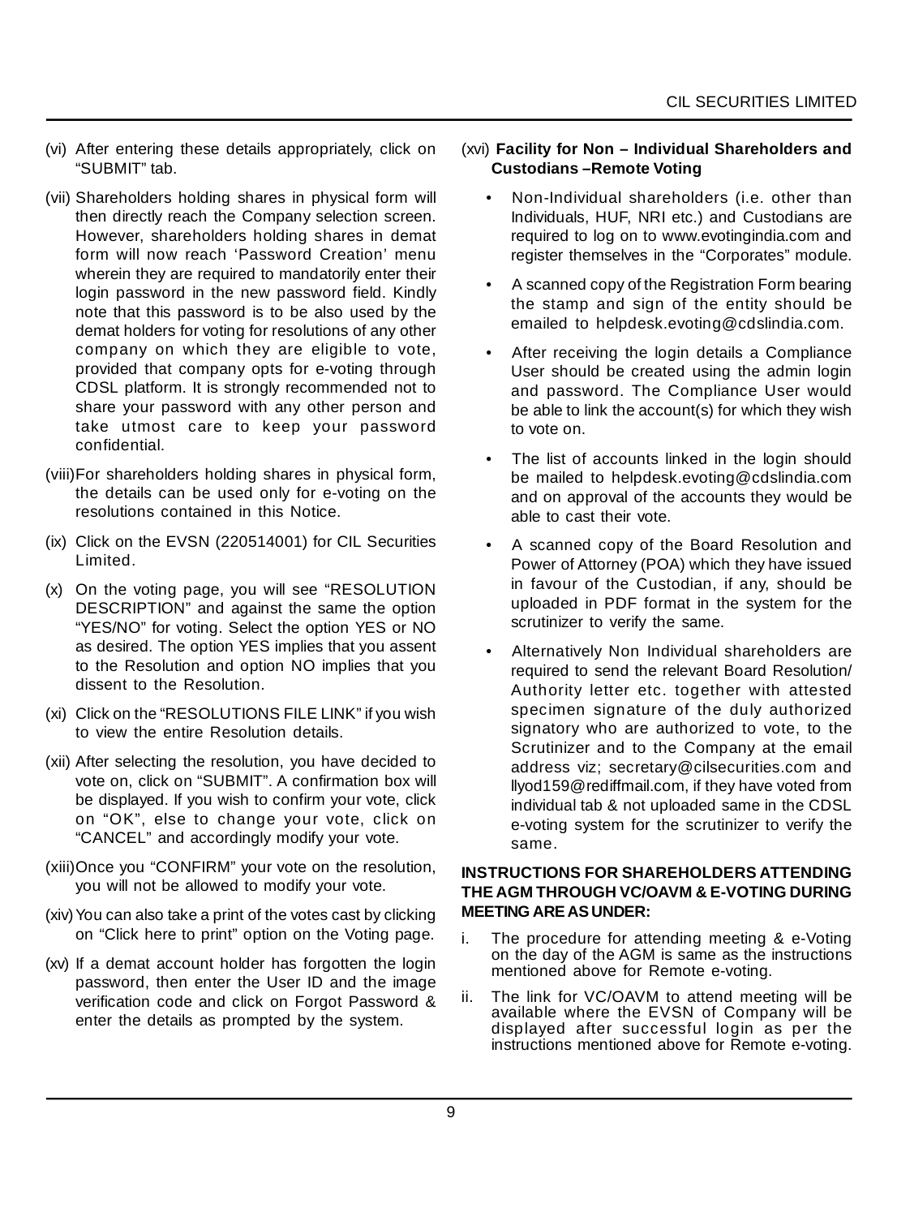(vi) After entering these details appropriately, click on "SUBMIT" tab.

(vii) Shareholders holding shares in physical form will then directly reach the Company selection screen. However, shareholders holding shares in demat form will now reach 'Password Creation' menu wherein they are required to mandatorily enter their login password in the new password field. Kindly note that this password is to be also used by the demat holders for voting for resolutions of any other company on which they are eligible to vote, provided that company opts for e-voting through CDSL platform. It is strongly recommended not to share your password with any other person and take utmost care to keep your password confidential.

(viii) For shareholders holding shares in physical form, the details can be used only for e-voting on the resolutions contained in this Notice.

(ix) Click on the EVSN (220514001) for CIL Securities Limited.

(x) On the voting page, you will see "RESOLUTION DESCRIPTION" and against the same the option "YES/NO" for voting. Select the option YES or NO as desired. The option YES implies that you assent to the Resolution and option NO implies that you dissent to the Resolution.

(xi) Click on the "RESOLUTIONS FILE LINK" if you wish to view the entire Resolution details.

(xii) After selecting the resolution, you have decided to vote on, click on "SUBMIT". A confirmation box will be displayed. If you wish to confirm your vote, click on "OK", else to change your vote, click on "CANCEL" and accordingly modify your vote.

(xiii) Once you "CONFIRM" your vote on the resolution, you will not be allowed to modify your vote.

(xiv) You can also take a print of the votes cast by clicking on "Click here to print" option on the Voting page.

(xv) If a demat account holder has forgotten the login password, then enter the User ID and the image verification code and click on Forgot Password & enter the details as prompted by the system.

(xvi) **Facility for Non – Individual Shareholders and Custodians –Remote Voting**

- Non-Individual shareholders (i.e. other than Individuals, HUF, NRI etc.) and Custodians are required to log on to www.evotingindia.com and register themselves in the "Corporates" module.
- A scanned copy of the Registration Form bearing the stamp and sign of the entity should be emailed to helpdesk.evoting@cdslindia.com.
- After receiving the login details a Compliance User should be created using the admin login and password. The Compliance User would be able to link the account(s) for which they wish to vote on.
- The list of accounts linked in the login should be mailed to helpdesk.evoting@cdslindia.com and on approval of the accounts they would be able to cast their vote.
- A scanned copy of the Board Resolution and Power of Attorney (POA) which they have issued in favour of the Custodian, if any, should be uploaded in PDF format in the system for the scrutinizer to verify the same.
- Alternatively Non Individual shareholders are required to send the relevant Board Resolution/ Authority letter etc. together with attested specimen signature of the duly authorized signatory who are authorized to vote, to the Scrutinizer and to the Company at the email address viz; secretary@cilsecurities.com and llyod159@rediffmail.com, if they have voted from individual tab & not uploaded same in the CDSL e-voting system for the scrutinizer to verify the same.

**INSTRUCTIONS FOR SHAREHOLDERS ATTENDING THE AGM THROUGH VC/OAVM & E-VOTING DURING MEETING ARE AS UNDER:**

i. The procedure for attending meeting & e-Voting on the day of the AGM is same as the instructions mentioned above for Remote e-voting.

ii. The link for VC/OAVM to attend meeting will be available where the EVSN of Company will be displayed after successful login as per the instructions mentioned above for Remote e-voting.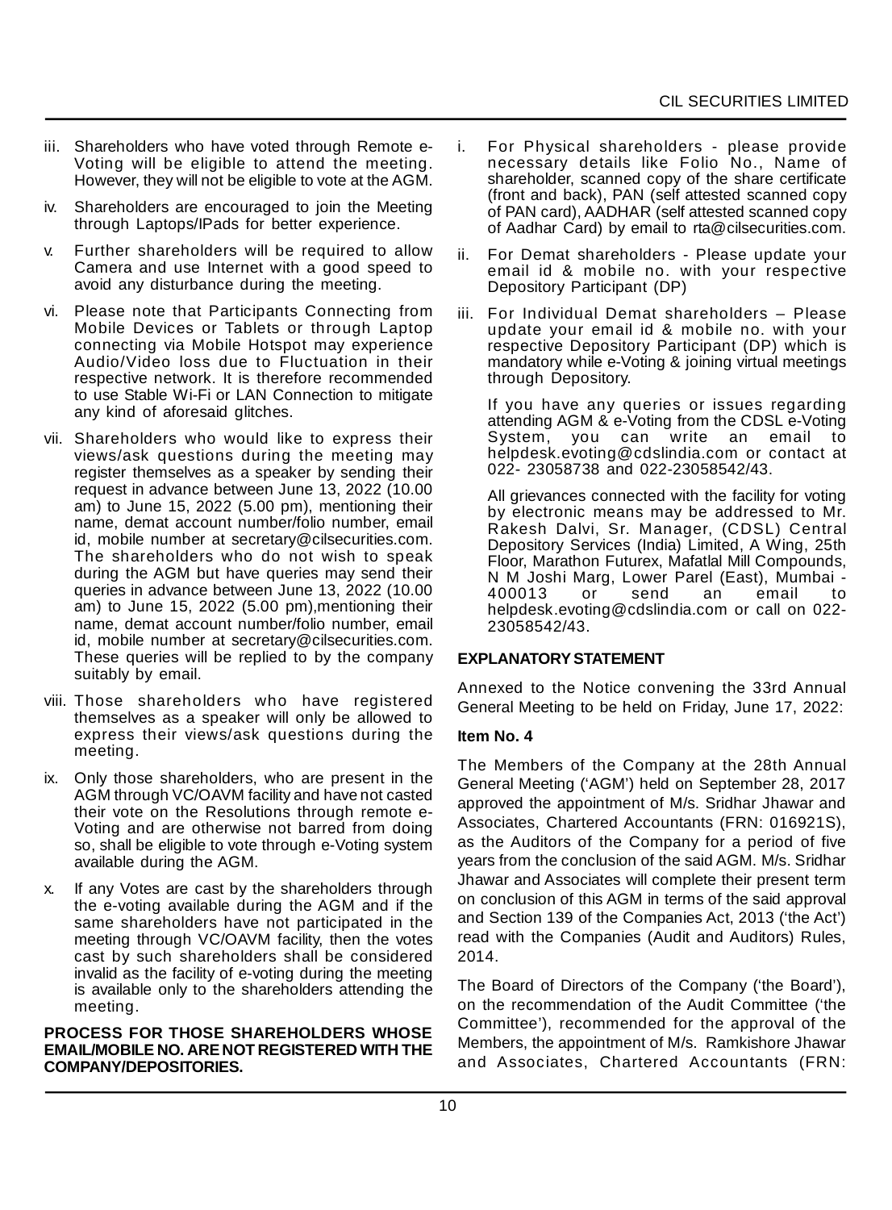iii. Shareholders who have voted through Remote e-Voting will be eligible to attend the meeting. However, they will not be eligible to vote at the AGM.

iv. Shareholders are encouraged to join the Meeting through Laptops/IPads for better experience.

v. Further shareholders will be required to allow Camera and use Internet with a good speed to avoid any disturbance during the meeting.

vi. Please note that Participants Connecting from Mobile Devices or Tablets or through Laptop connecting via Mobile Hotspot may experience Audio/Video loss due to Fluctuation in their respective network. It is therefore recommended to use Stable Wi-Fi or LAN Connection to mitigate any kind of aforesaid glitches.

vii. Shareholders who would like to express their views/ask questions during the meeting may register themselves as a speaker by sending their request in advance between June 13, 2022 (10.00 am) to June 15, 2022 (5.00 pm), mentioning their name, demat account number/folio number, email id, mobile number at secretary@cilsecurities.com. The shareholders who do not wish to speak during the AGM but have queries may send their queries in advance between June 13, 2022 (10.00 am) to June 15, 2022 (5.00 pm),mentioning their name, demat account number/folio number, email id, mobile number at secretary@cilsecurities.com. These queries will be replied to by the company suitably by email.

viii. Those shareholders who have registered themselves as a speaker will only be allowed to express their views/ask questions during the meeting.

ix. Only those shareholders, who are present in the AGM through VC/OAVM facility and have not casted their vote on the Resolutions through remote e-Voting and are otherwise not barred from doing so, shall be eligible to vote through e-Voting system available during the AGM.

x. If any Votes are cast by the shareholders through the e-voting available during the AGM and if the same shareholders have not participated in the meeting through VC/OAVM facility, then the votes cast by such shareholders shall be considered invalid as the facility of e-voting during the meeting is available only to the shareholders attending the meeting.

**PROCESS FOR THOSE SHAREHOLDERS WHOSE EMAIL/MOBILE NO. ARE NOT REGISTERED WITH THE COMPANY/DEPOSITORIES.**

i. For Physical shareholders - please provide necessary details like Folio No., Name of shareholder, scanned copy of the share certificate (front and back), PAN (self attested scanned copy of PAN card), AADHAR (self attested scanned copy of Aadhar Card) by email to rta@cilsecurities.com.

ii. For Demat shareholders - Please update your email id & mobile no. with your respective Depository Participant (DP)

iii. For Individual Demat shareholders – Please update your email id & mobile no. with your respective Depository Participant (DP) which is mandatory while e-Voting & joining virtual meetings through Depository.

If you have any queries or issues regarding attending AGM & e-Voting from the CDSL e-Voting System, you can write an email to helpdesk.evoting@cdslindia.com or contact at 022- 23058738 and 022-23058542/43.

All grievances connected with the facility for voting by electronic means may be addressed to Mr. Rakesh Dalvi, Sr. Manager, (CDSL) Central Depository Services (India) Limited, A Wing, 25th Floor, Marathon Futurex, Mafatlal Mill Compounds, N M Joshi Marg, Lower Parel (East), Mumbai - 400013 or send an email to helpdesk.evoting@cdslindia.com or call on 022-23058542/43.

**EXPLANATORY STATEMENT**

Annexed to the Notice convening the 33rd Annual General Meeting to be held on Friday, June 17, 2022:

**Item No. 4**

The Members of the Company at the 28th Annual General Meeting ('AGM') held on September 28, 2017 approved the appointment of M/s. Sridhar Jhawar and Associates, Chartered Accountants (FRN: 016921S), as the Auditors of the Company for a period of five years from the conclusion of the said AGM. M/s. Sridhar Jhawar and Associates will complete their present term on conclusion of this AGM in terms of the said approval and Section 139 of the Companies Act, 2013 ('the Act') read with the Companies (Audit and Auditors) Rules, 2014.

The Board of Directors of the Company ('the Board'), on the recommendation of the Audit Committee ('the Committee'), recommended for the approval of the Members, the appointment of M/s. Ramkishore Jhawar and Associates, Chartered Accountants (FRN: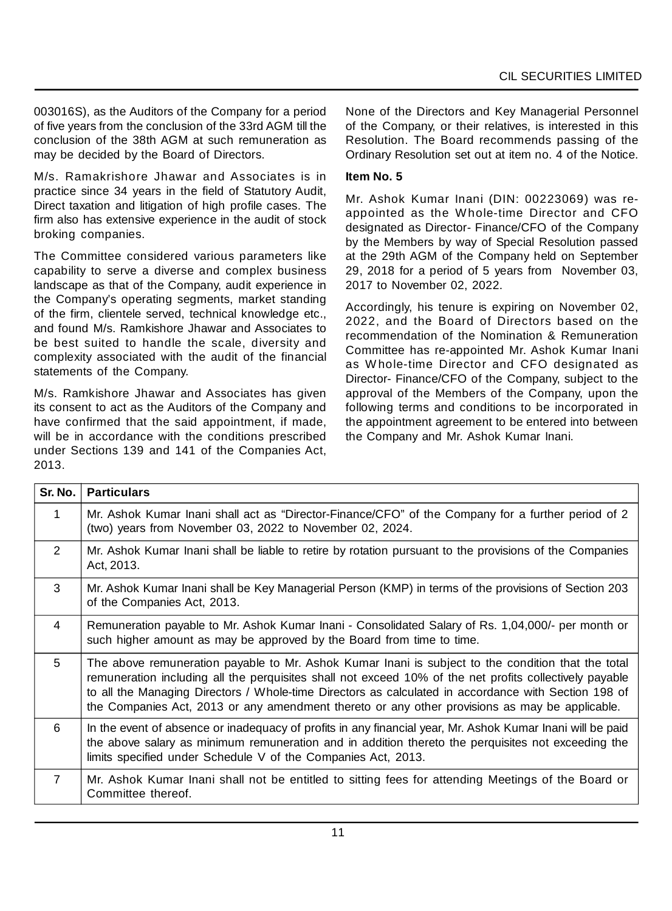003016S), as the Auditors of the Company for a period of five years from the conclusion of the 33rd AGM till the conclusion of the 38th AGM at such remuneration as may be decided by the Board of Directors.

M/s. Ramakrishore Jhawar and Associates is in practice since 34 years in the field of Statutory Audit, Direct taxation and litigation of high profile cases. The firm also has extensive experience in the audit of stock broking companies.

The Committee considered various parameters like capability to serve a diverse and complex business landscape as that of the Company, audit experience in the Company's operating segments, market standing of the firm, clientele served, technical knowledge etc., and found M/s. Ramkishore Jhawar and Associates to be best suited to handle the scale, diversity and complexity associated with the audit of the financial statements of the Company.

M/s. Ramkishore Jhawar and Associates has given its consent to act as the Auditors of the Company and have confirmed that the said appointment, if made, will be in accordance with the conditions prescribed under Sections 139 and 141 of the Companies Act, 2013.

None of the Directors and Key Managerial Personnel of the Company, or their relatives, is interested in this Resolution. The Board recommends passing of the Ordinary Resolution set out at item no. 4 of the Notice.

**Item No. 5**

Mr. Ashok Kumar Inani (DIN: 00223069) was re-appointed as the Whole-time Director and CFO designated as Director- Finance/CFO of the Company by the Members by way of Special Resolution passed at the 29th AGM of the Company held on September 29, 2018 for a period of 5 years from November 03, 2017 to November 02, 2022.

Accordingly, his tenure is expiring on November 02, 2022, and the Board of Directors based on the recommendation of the Nomination & Remuneration Committee has re-appointed Mr. Ashok Kumar Inani as Whole-time Director and CFO designated as Director- Finance/CFO of the Company, subject to the approval of the Members of the Company, upon the following terms and conditions to be incorporated in the appointment agreement to be entered into between the Company and Mr. Ashok Kumar Inani.

| Sr. No. | Particulars |
|---|---|
| 1 | Mr. Ashok Kumar Inani shall act as "Director-Finance/CFO" of the Company for a further period of 2 (two) years from November 03, 2022 to November 02, 2024. |
| 2 | Mr. Ashok Kumar Inani shall be liable to retire by rotation pursuant to the provisions of the Companies Act, 2013. |
| 3 | Mr. Ashok Kumar Inani shall be Key Managerial Person (KMP) in terms of the provisions of Section 203 of the Companies Act, 2013. |
| 4 | Remuneration payable to Mr. Ashok Kumar Inani - Consolidated Salary of Rs. 1,04,000/- per month or such higher amount as may be approved by the Board from time to time. |
| 5 | The above remuneration payable to Mr. Ashok Kumar Inani is subject to the condition that the total remuneration including all the perquisites shall not exceed 10% of the net profits collectively payable to all the Managing Directors / Whole-time Directors as calculated in accordance with Section 198 of the Companies Act, 2013 or any amendment thereto or any other provisions as may be applicable. |
| 6 | In the event of absence or inadequacy of profits in any financial year, Mr. Ashok Kumar Inani will be paid the above salary as minimum remuneration and in addition thereto the perquisites not exceeding the limits specified under Schedule V of the Companies Act, 2013. |
| 7 | Mr. Ashok Kumar Inani shall not be entitled to sitting fees for attending Meetings of the Board or Committee thereof. |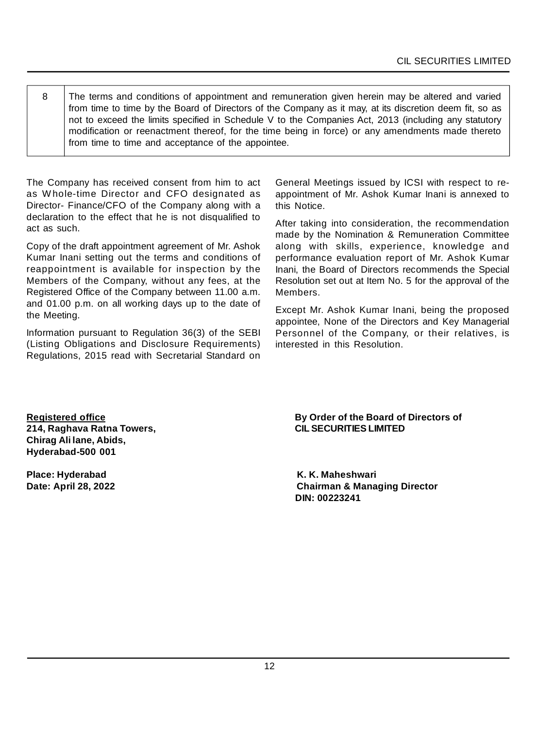| 8 | The terms and conditions of appointment and remuneration given herein may be altered and varied from time to time by the Board of Directors of the Company as it may, at its discretion deem fit, so as not to exceed the limits specified in Schedule V to the Companies Act, 2013 (including any statutory modification or reenactment thereof, for the time being in force) or any amendments made thereto from time to time and acceptance of the appointee. |
|---|---|

The Company has received consent from him to act as Whole-time Director and CFO designated as Director- Finance/CFO of the Company along with a declaration to the effect that he is not disqualified to act as such.

Copy of the draft appointment agreement of Mr. Ashok Kumar Inani setting out the terms and conditions of reappointment is available for inspection by the Members of the Company, without any fees, at the Registered Office of the Company between 11.00 a.m. and 01.00 p.m. on all working days up to the date of the Meeting.

Information pursuant to Regulation 36(3) of the SEBI (Listing Obligations and Disclosure Requirements) Regulations, 2015 read with Secretarial Standard on General Meetings issued by ICSI with respect to re-appointment of Mr. Ashok Kumar Inani is annexed to this Notice.

After taking into consideration, the recommendation made by the Nomination & Remuneration Committee along with skills, experience, knowledge and performance evaluation report of Mr. Ashok Kumar Inani, the Board of Directors recommends the Special Resolution set out at Item No. 5 for the approval of the Members.

Except Mr. Ashok Kumar Inani, being the proposed appointee, None of the Directors and Key Managerial Personnel of the Company, or their relatives, is interested in this Resolution.

**<u>Registered office</u>**
**214, Raghava Ratna Towers,**
**Chirag Ali lane, Abids,**
**Hyderabad-500 001**

**Place: Hyderabad**
**Date: April 28, 2022**

**By Order of the Board of Directors of**
**CIL SECURITIES LIMITED**

**K. K. Maheshwari**
**Chairman & Managing Director**
**DIN: 00223241**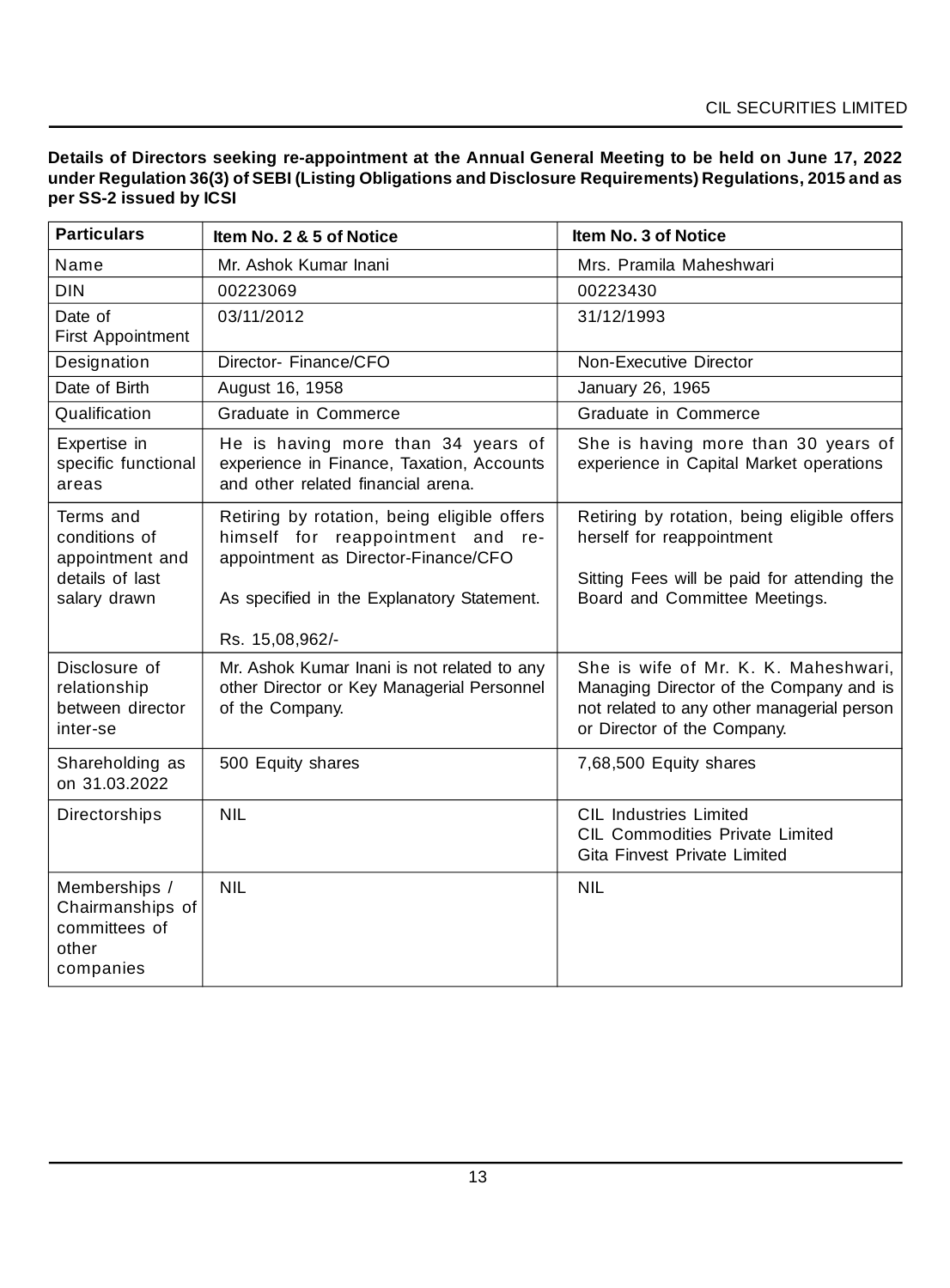**Details of Directors seeking re-appointment at the Annual General Meeting to be held on June 17, 2022 under Regulation 36(3) of SEBI (Listing Obligations and Disclosure Requirements) Regulations, 2015 and as per SS-2 issued by ICSI**

| Particulars | Item No. 2 & 5 of Notice | Item No. 3 of Notice |
|---|---|---|
| Name | Mr. Ashok Kumar Inani | Mrs. Pramila Maheshwari |
| DIN | 00223069 | 00223430 |
| Date of First Appointment | 03/11/2012 | 31/12/1993 |
| Designation | Director- Finance/CFO | Non-Executive Director |
| Date of Birth | August 16, 1958 | January 26, 1965 |
| Qualification | Graduate in Commerce | Graduate in Commerce |
| Expertise in specific functional areas | He is having more than 34 years of experience in Finance, Taxation, Accounts and other related financial arena. | She is having more than 30 years of experience in Capital Market operations |
| Terms and conditions of appointment and details of last salary drawn | Retiring by rotation, being eligible offers himself for reappointment and re-appointment as Director-Finance/CFO<br><br>As specified in the Explanatory Statement.<br><br>Rs. 15,08,962/- | Retiring by rotation, being eligible offers herself for reappointment<br><br>Sitting Fees will be paid for attending the Board and Committee Meetings. |
| Disclosure of relationship between director inter-se | Mr. Ashok Kumar Inani is not related to any other Director or Key Managerial Personnel of the Company. | She is wife of Mr. K. K. Maheshwari, Managing Director of the Company and is not related to any other managerial person or Director of the Company. |
| Shareholding as on 31.03.2022 | 500 Equity shares | 7,68,500 Equity shares |
| Directorships | NIL | CIL Industries Limited<br>CIL Commodities Private Limited<br>Gita Finvest Private Limited |
| Memberships / Chairmanships of committees of other companies | NIL | NIL |